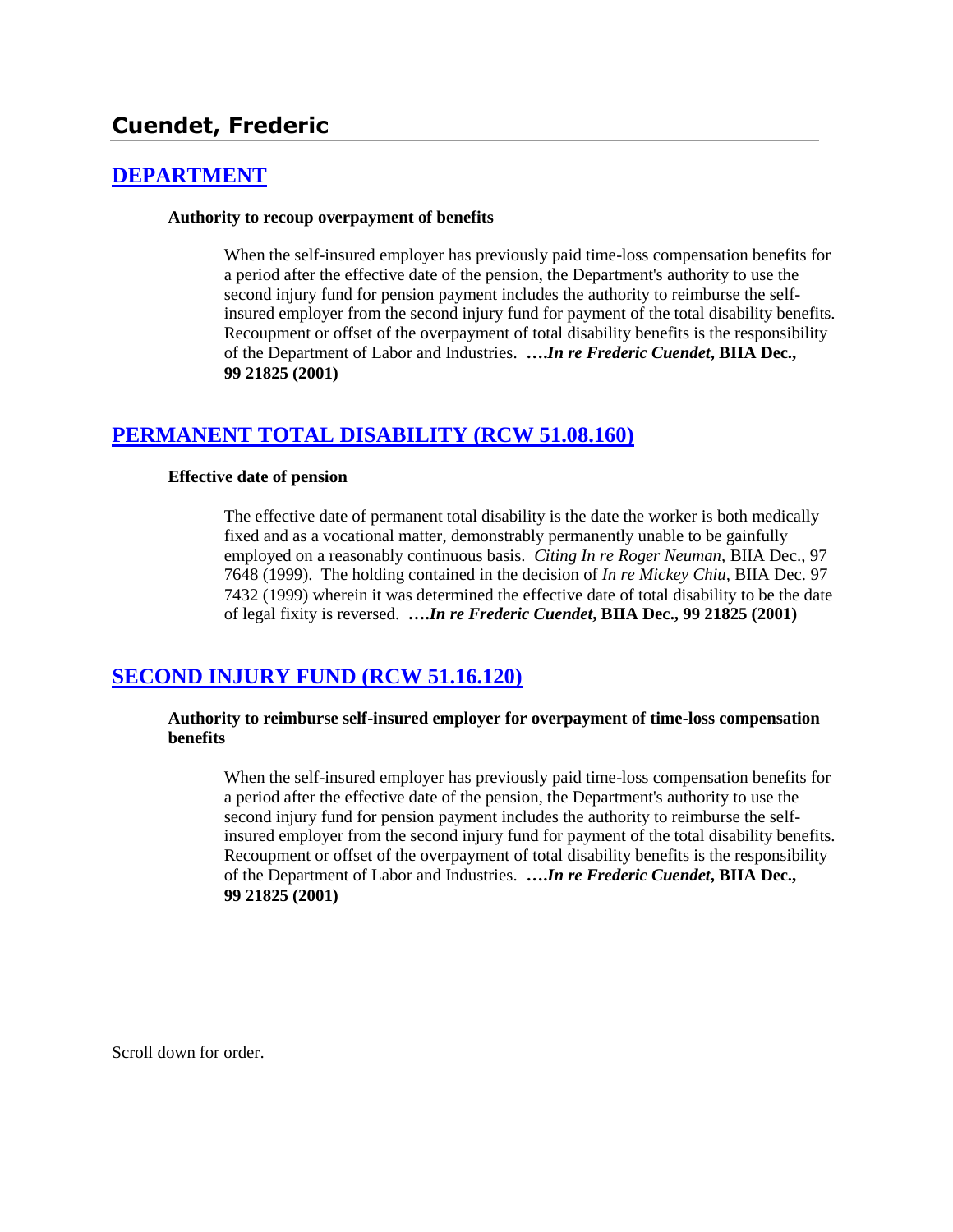# Cuendet, Frederic

## [DEPARTMENT]

**Authority to recoup overpayment of benefits**

> When the self-insured employer has previously paid time-loss compensation benefits for a period after the effective date of the pension, the Department's authority to use the second injury fund for pension payment includes the authority to reimburse the self-insured employer from the second injury fund for payment of the total disability benefits. Recoupment or offset of the overpayment of total disability benefits is the responsibility of the Department of Labor and Industries. ***….In re Frederic Cuendet*, BIIA Dec., 99 21825 (2001)**

## [PERMANENT TOTAL DISABILITY (RCW 51.08.160)]

**Effective date of pension**

> The effective date of permanent total disability is the date the worker is both medically fixed and as a vocational matter, demonstrably permanently unable to be gainfully employed on a reasonably continuous basis. *Citing In re Roger Neuman*, BIIA Dec., 97 7648 (1999). The holding contained in the decision of *In re Mickey Chiu*, BIIA Dec. 97 7432 (1999) wherein it was determined the effective date of total disability to be the date of legal fixity is reversed. ***….In re Frederic Cuendet*, BIIA Dec., 99 21825 (2001)**

## [SECOND INJURY FUND (RCW 51.16.120)]

**Authority to reimburse self-insured employer for overpayment of time-loss compensation benefits**

> When the self-insured employer has previously paid time-loss compensation benefits for a period after the effective date of the pension, the Department's authority to use the second injury fund for pension payment includes the authority to reimburse the self-insured employer from the second injury fund for payment of the total disability benefits. Recoupment or offset of the overpayment of total disability benefits is the responsibility of the Department of Labor and Industries. ***….In re Frederic Cuendet*, BIIA Dec., 99 21825 (2001)**

Scroll down for order.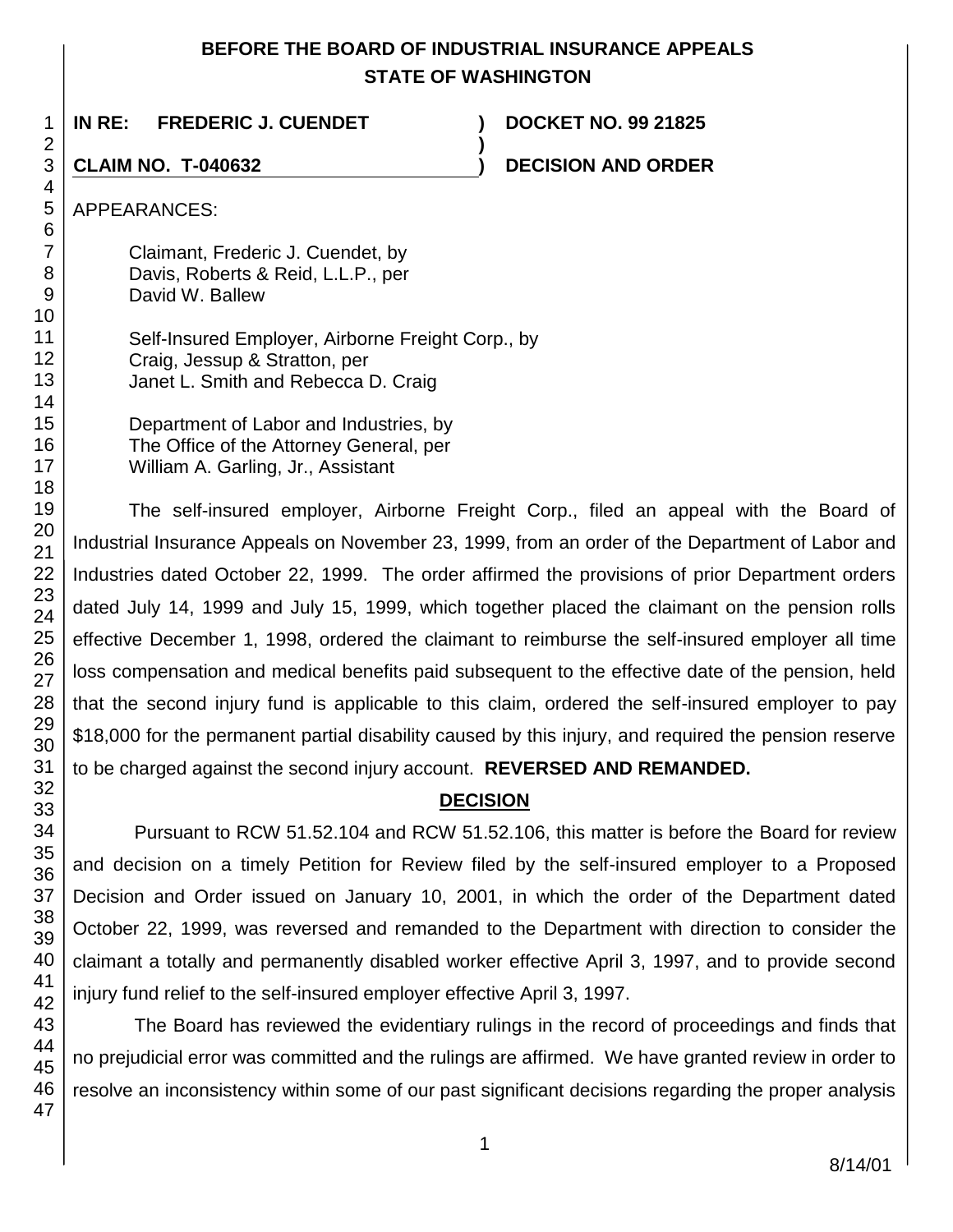**BEFORE THE BOARD OF INDUSTRIAL INSURANCE APPEALS**
**STATE OF WASHINGTON**

| | | |
|---|---|---|
| **IN RE: FREDERIC J. CUENDET** | **)** | **DOCKET NO. 99 21825** |
| | **)** | |
| **CLAIM NO. T-040632** | **)** | **DECISION AND ORDER** |

APPEARANCES:

Claimant, Frederic J. Cuendet, by
Davis, Roberts & Reid, L.L.P., per
David W. Ballew

Self-Insured Employer, Airborne Freight Corp., by
Craig, Jessup & Stratton, per
Janet L. Smith and Rebecca D. Craig

Department of Labor and Industries, by
The Office of the Attorney General, per
William A. Garling, Jr., Assistant

The self-insured employer, Airborne Freight Corp., filed an appeal with the Board of Industrial Insurance Appeals on November 23, 1999, from an order of the Department of Labor and Industries dated October 22, 1999. The order affirmed the provisions of prior Department orders dated July 14, 1999 and July 15, 1999, which together placed the claimant on the pension rolls effective December 1, 1998, ordered the claimant to reimburse the self-insured employer all time loss compensation and medical benefits paid subsequent to the effective date of the pension, held that the second injury fund is applicable to this claim, ordered the self-insured employer to pay $18,000 for the permanent partial disability caused by this injury, and required the pension reserve to be charged against the second injury account. **REVERSED AND REMANDED.**

## DECISION

Pursuant to RCW 51.52.104 and RCW 51.52.106, this matter is before the Board for review and decision on a timely Petition for Review filed by the self-insured employer to a Proposed Decision and Order issued on January 10, 2001, in which the order of the Department dated October 22, 1999, was reversed and remanded to the Department with direction to consider the claimant a totally and permanently disabled worker effective April 3, 1997, and to provide second injury fund relief to the self-insured employer effective April 3, 1997.

The Board has reviewed the evidentiary rulings in the record of proceedings and finds that no prejudicial error was committed and the rulings are affirmed. We have granted review in order to resolve an inconsistency within some of our past significant decisions regarding the proper analysis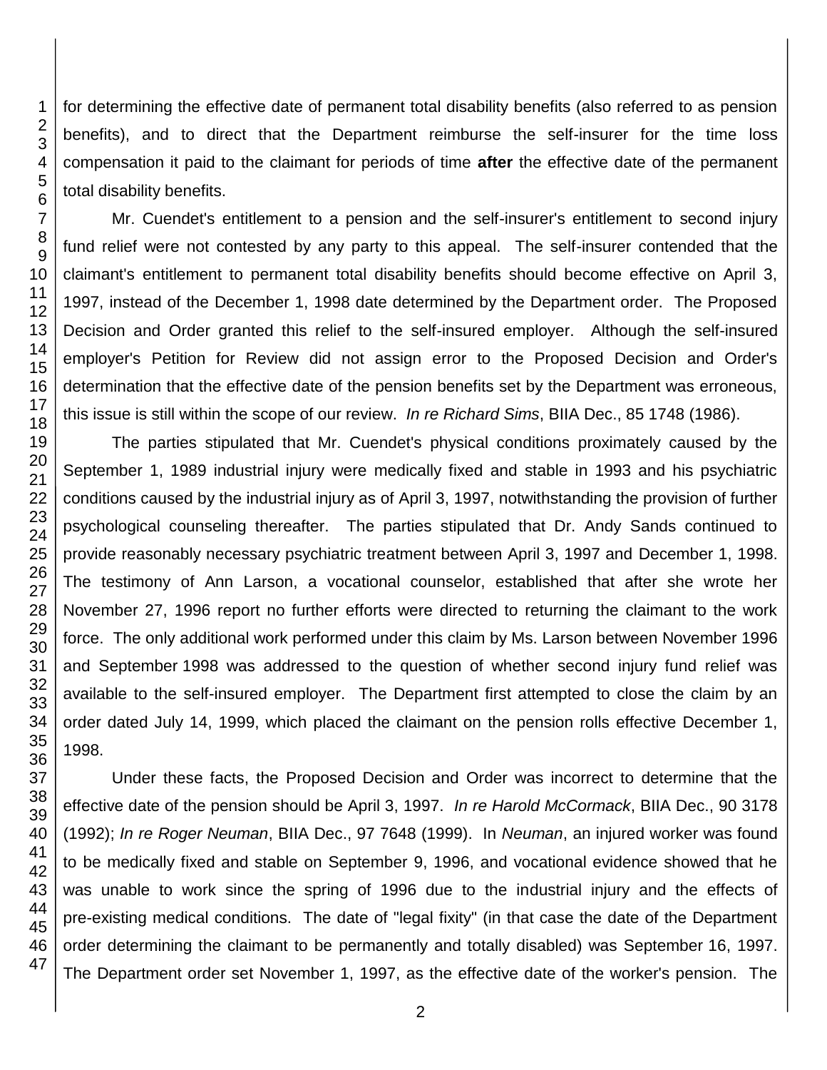for determining the effective date of permanent total disability benefits (also referred to as pension benefits), and to direct that the Department reimburse the self-insurer for the time loss compensation it paid to the claimant for periods of time **after** the effective date of the permanent total disability benefits.

Mr. Cuendet's entitlement to a pension and the self-insurer's entitlement to second injury fund relief were not contested by any party to this appeal. The self-insurer contended that the claimant's entitlement to permanent total disability benefits should become effective on April 3, 1997, instead of the December 1, 1998 date determined by the Department order. The Proposed Decision and Order granted this relief to the self-insured employer. Although the self-insured employer's Petition for Review did not assign error to the Proposed Decision and Order's determination that the effective date of the pension benefits set by the Department was erroneous, this issue is still within the scope of our review. *In re Richard Sims*, BIIA Dec., 85 1748 (1986).

The parties stipulated that Mr. Cuendet's physical conditions proximately caused by the September 1, 1989 industrial injury were medically fixed and stable in 1993 and his psychiatric conditions caused by the industrial injury as of April 3, 1997, notwithstanding the provision of further psychological counseling thereafter. The parties stipulated that Dr. Andy Sands continued to provide reasonably necessary psychiatric treatment between April 3, 1997 and December 1, 1998. The testimony of Ann Larson, a vocational counselor, established that after she wrote her November 27, 1996 report no further efforts were directed to returning the claimant to the work force. The only additional work performed under this claim by Ms. Larson between November 1996 and September 1998 was addressed to the question of whether second injury fund relief was available to the self-insured employer. The Department first attempted to close the claim by an order dated July 14, 1999, which placed the claimant on the pension rolls effective December 1, 1998.

Under these facts, the Proposed Decision and Order was incorrect to determine that the effective date of the pension should be April 3, 1997. *In re Harold McCormack*, BIIA Dec., 90 3178 (1992); *In re Roger Neuman*, BIIA Dec., 97 7648 (1999). In *Neuman*, an injured worker was found to be medically fixed and stable on September 9, 1996, and vocational evidence showed that he was unable to work since the spring of 1996 due to the industrial injury and the effects of pre-existing medical conditions. The date of "legal fixity" (in that case the date of the Department order determining the claimant to be permanently and totally disabled) was September 16, 1997. The Department order set November 1, 1997, as the effective date of the worker's pension. The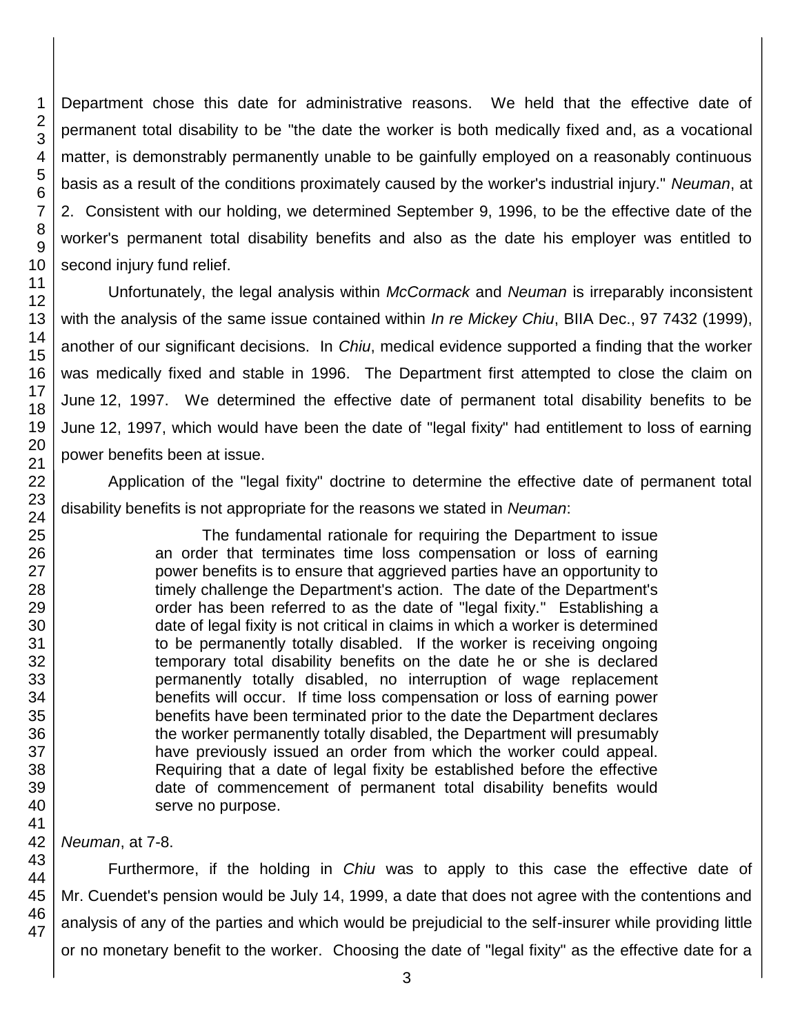Department chose this date for administrative reasons. We held that the effective date of permanent total disability to be "the date the worker is both medically fixed and, as a vocational matter, is demonstrably permanently unable to be gainfully employed on a reasonably continuous basis as a result of the conditions proximately caused by the worker's industrial injury." *Neuman*, at 2. Consistent with our holding, we determined September 9, 1996, to be the effective date of the worker's permanent total disability benefits and also as the date his employer was entitled to second injury fund relief.

Unfortunately, the legal analysis within *McCormack* and *Neuman* is irreparably inconsistent with the analysis of the same issue contained within *In re Mickey Chiu*, BIIA Dec., 97 7432 (1999), another of our significant decisions. In *Chiu*, medical evidence supported a finding that the worker was medically fixed and stable in 1996. The Department first attempted to close the claim on June 12, 1997. We determined the effective date of permanent total disability benefits to be June 12, 1997, which would have been the date of "legal fixity" had entitlement to loss of earning power benefits been at issue.

Application of the "legal fixity" doctrine to determine the effective date of permanent total disability benefits is not appropriate for the reasons we stated in *Neuman*:

> The fundamental rationale for requiring the Department to issue an order that terminates time loss compensation or loss of earning power benefits is to ensure that aggrieved parties have an opportunity to timely challenge the Department's action. The date of the Department's order has been referred to as the date of "legal fixity." Establishing a date of legal fixity is not critical in claims in which a worker is determined to be permanently totally disabled. If the worker is receiving ongoing temporary total disability benefits on the date he or she is declared permanently totally disabled, no interruption of wage replacement benefits will occur. If time loss compensation or loss of earning power benefits have been terminated prior to the date the Department declares the worker permanently totally disabled, the Department will presumably have previously issued an order from which the worker could appeal. Requiring that a date of legal fixity be established before the effective date of commencement of permanent total disability benefits would serve no purpose.

*Neuman*, at 7-8.

Furthermore, if the holding in *Chiu* was to apply to this case the effective date of Mr. Cuendet's pension would be July 14, 1999, a date that does not agree with the contentions and analysis of any of the parties and which would be prejudicial to the self-insurer while providing little or no monetary benefit to the worker. Choosing the date of "legal fixity" as the effective date for a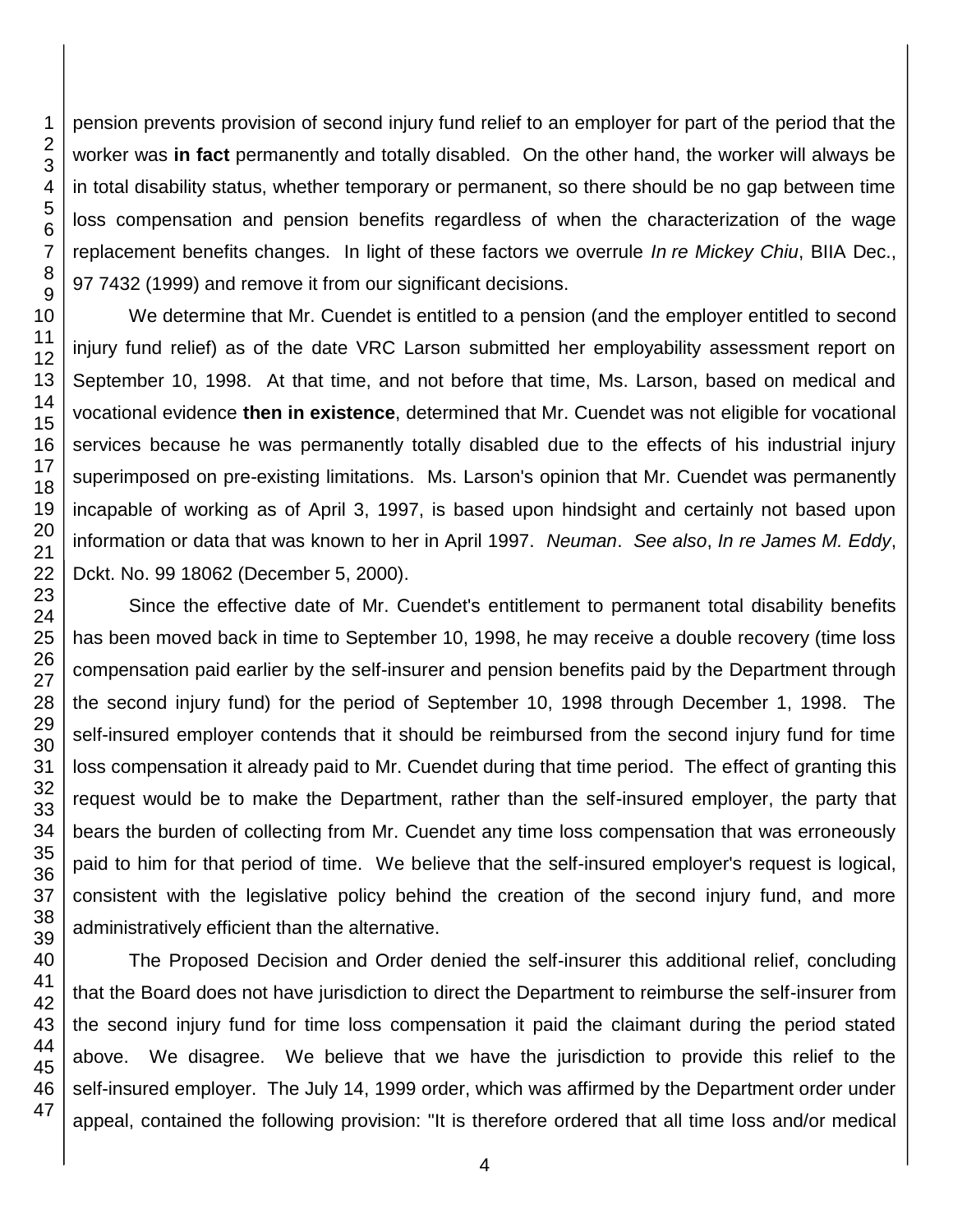pension prevents provision of second injury fund relief to an employer for part of the period that the worker was **in fact** permanently and totally disabled. On the other hand, the worker will always be in total disability status, whether temporary or permanent, so there should be no gap between time loss compensation and pension benefits regardless of when the characterization of the wage replacement benefits changes. In light of these factors we overrule *In re Mickey Chiu*, BIIA Dec., 97 7432 (1999) and remove it from our significant decisions.

We determine that Mr. Cuendet is entitled to a pension (and the employer entitled to second injury fund relief) as of the date VRC Larson submitted her employability assessment report on September 10, 1998. At that time, and not before that time, Ms. Larson, based on medical and vocational evidence **then in existence**, determined that Mr. Cuendet was not eligible for vocational services because he was permanently totally disabled due to the effects of his industrial injury superimposed on pre-existing limitations. Ms. Larson's opinion that Mr. Cuendet was permanently incapable of working as of April 3, 1997, is based upon hindsight and certainly not based upon information or data that was known to her in April 1997. *Neuman*. *See also*, *In re James M. Eddy*, Dckt. No. 99 18062 (December 5, 2000).

Since the effective date of Mr. Cuendet's entitlement to permanent total disability benefits has been moved back in time to September 10, 1998, he may receive a double recovery (time loss compensation paid earlier by the self-insurer and pension benefits paid by the Department through the second injury fund) for the period of September 10, 1998 through December 1, 1998. The self-insured employer contends that it should be reimbursed from the second injury fund for time loss compensation it already paid to Mr. Cuendet during that time period. The effect of granting this request would be to make the Department, rather than the self-insured employer, the party that bears the burden of collecting from Mr. Cuendet any time loss compensation that was erroneously paid to him for that period of time. We believe that the self-insured employer's request is logical, consistent with the legislative policy behind the creation of the second injury fund, and more administratively efficient than the alternative.

The Proposed Decision and Order denied the self-insurer this additional relief, concluding that the Board does not have jurisdiction to direct the Department to reimburse the self-insurer from the second injury fund for time loss compensation it paid the claimant during the period stated above. We disagree. We believe that we have the jurisdiction to provide this relief to the self-insured employer. The July 14, 1999 order, which was affirmed by the Department order under appeal, contained the following provision: "It is therefore ordered that all time loss and/or medical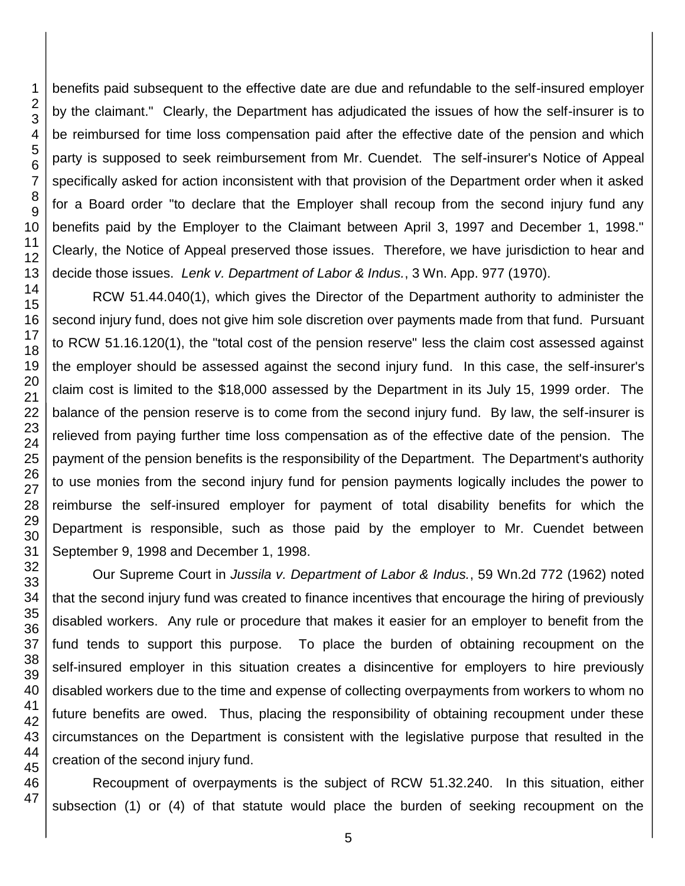benefits paid subsequent to the effective date are due and refundable to the self-insured employer by the claimant." Clearly, the Department has adjudicated the issues of how the self-insurer is to be reimbursed for time loss compensation paid after the effective date of the pension and which party is supposed to seek reimbursement from Mr. Cuendet. The self-insurer's Notice of Appeal specifically asked for action inconsistent with that provision of the Department order when it asked for a Board order "to declare that the Employer shall recoup from the second injury fund any benefits paid by the Employer to the Claimant between April 3, 1997 and December 1, 1998." Clearly, the Notice of Appeal preserved those issues. Therefore, we have jurisdiction to hear and decide those issues. *Lenk v. Department of Labor & Indus.*, 3 Wn. App. 977 (1970).

RCW 51.44.040(1), which gives the Director of the Department authority to administer the second injury fund, does not give him sole discretion over payments made from that fund. Pursuant to RCW 51.16.120(1), the "total cost of the pension reserve" less the claim cost assessed against the employer should be assessed against the second injury fund. In this case, the self-insurer's claim cost is limited to the $18,000 assessed by the Department in its July 15, 1999 order. The balance of the pension reserve is to come from the second injury fund. By law, the self-insurer is relieved from paying further time loss compensation as of the effective date of the pension. The payment of the pension benefits is the responsibility of the Department. The Department's authority to use monies from the second injury fund for pension payments logically includes the power to reimburse the self-insured employer for payment of total disability benefits for which the Department is responsible, such as those paid by the employer to Mr. Cuendet between September 9, 1998 and December 1, 1998.

Our Supreme Court in *Jussila v. Department of Labor & Indus.*, 59 Wn.2d 772 (1962) noted that the second injury fund was created to finance incentives that encourage the hiring of previously disabled workers. Any rule or procedure that makes it easier for an employer to benefit from the fund tends to support this purpose. To place the burden of obtaining recoupment on the self-insured employer in this situation creates a disincentive for employers to hire previously disabled workers due to the time and expense of collecting overpayments from workers to whom no future benefits are owed. Thus, placing the responsibility of obtaining recoupment under these circumstances on the Department is consistent with the legislative purpose that resulted in the creation of the second injury fund.

Recoupment of overpayments is the subject of RCW 51.32.240. In this situation, either subsection (1) or (4) of that statute would place the burden of seeking recoupment on the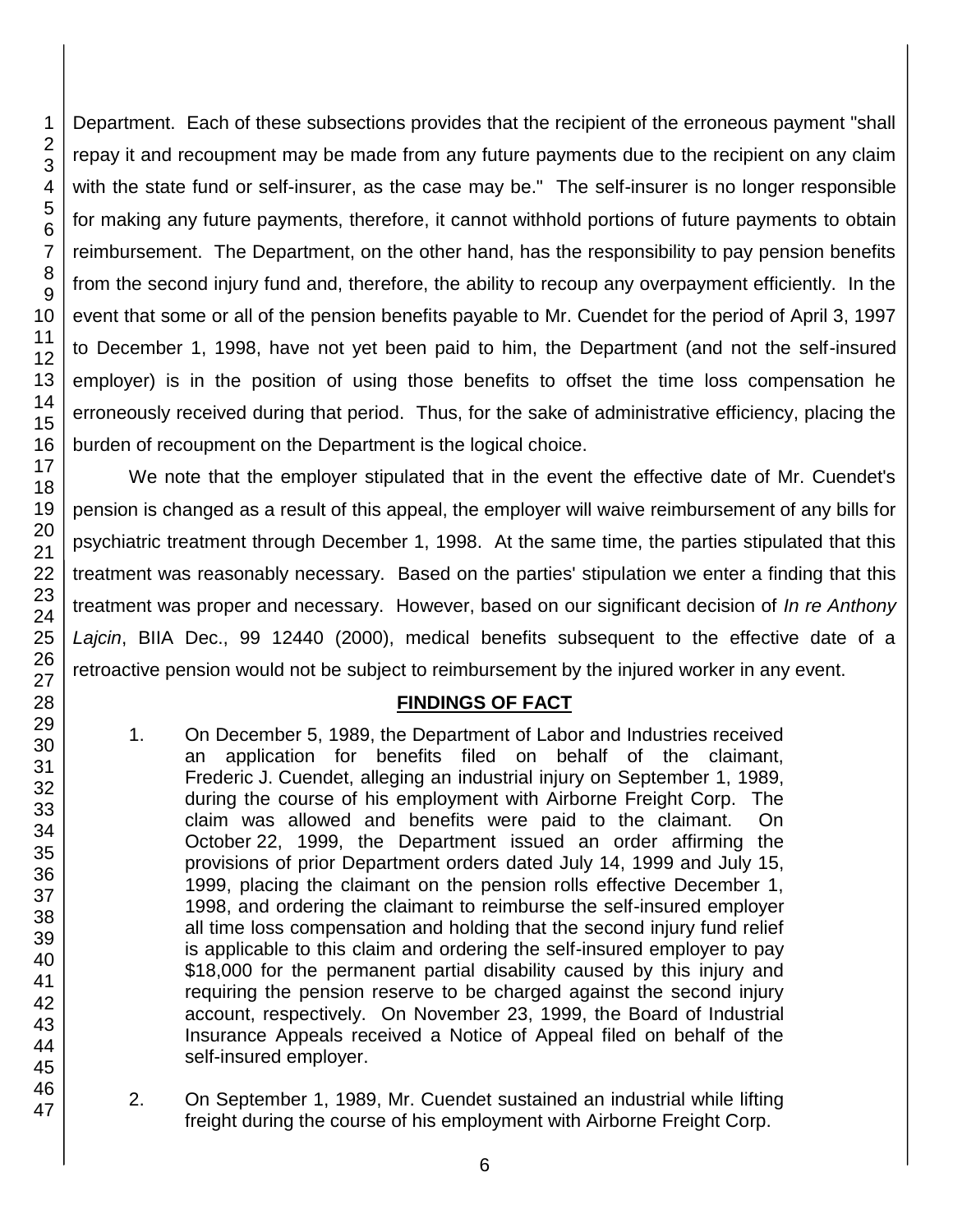Department. Each of these subsections provides that the recipient of the erroneous payment "shall repay it and recoupment may be made from any future payments due to the recipient on any claim with the state fund or self-insurer, as the case may be." The self-insurer is no longer responsible for making any future payments, therefore, it cannot withhold portions of future payments to obtain reimbursement. The Department, on the other hand, has the responsibility to pay pension benefits from the second injury fund and, therefore, the ability to recoup any overpayment efficiently. In the event that some or all of the pension benefits payable to Mr. Cuendet for the period of April 3, 1997 to December 1, 1998, have not yet been paid to him, the Department (and not the self-insured employer) is in the position of using those benefits to offset the time loss compensation he erroneously received during that period. Thus, for the sake of administrative efficiency, placing the burden of recoupment on the Department is the logical choice.

We note that the employer stipulated that in the event the effective date of Mr. Cuendet's pension is changed as a result of this appeal, the employer will waive reimbursement of any bills for psychiatric treatment through December 1, 1998. At the same time, the parties stipulated that this treatment was reasonably necessary. Based on the parties' stipulation we enter a finding that this treatment was proper and necessary. However, based on our significant decision of *In re Anthony Lajcin*, BIIA Dec., 99 12440 (2000), medical benefits subsequent to the effective date of a retroactive pension would not be subject to reimbursement by the injured worker in any event.

## FINDINGS OF FACT

1. On December 5, 1989, the Department of Labor and Industries received an application for benefits filed on behalf of the claimant, Frederic J. Cuendet, alleging an industrial injury on September 1, 1989, during the course of his employment with Airborne Freight Corp. The claim was allowed and benefits were paid to the claimant. On October 22, 1999, the Department issued an order affirming the provisions of prior Department orders dated July 14, 1999 and July 15, 1999, placing the claimant on the pension rolls effective December 1, 1998, and ordering the claimant to reimburse the self-insured employer all time loss compensation and holding that the second injury fund relief is applicable to this claim and ordering the self-insured employer to pay $18,000 for the permanent partial disability caused by this injury and requiring the pension reserve to be charged against the second injury account, respectively. On November 23, 1999, the Board of Industrial Insurance Appeals received a Notice of Appeal filed on behalf of the self-insured employer.

2. On September 1, 1989, Mr. Cuendet sustained an industrial while lifting freight during the course of his employment with Airborne Freight Corp.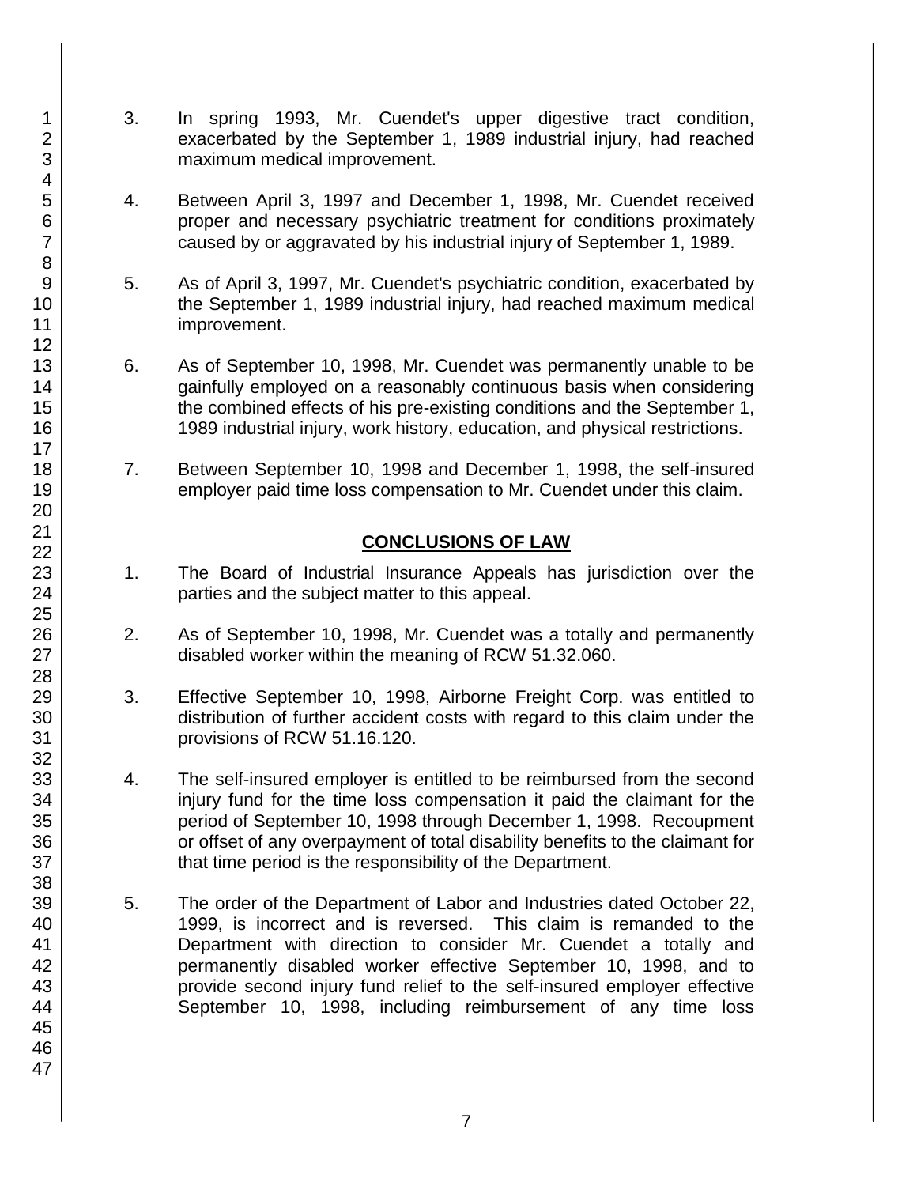3. In spring 1993, Mr. Cuendet's upper digestive tract condition, exacerbated by the September 1, 1989 industrial injury, had reached maximum medical improvement.

4. Between April 3, 1997 and December 1, 1998, Mr. Cuendet received proper and necessary psychiatric treatment for conditions proximately caused by or aggravated by his industrial injury of September 1, 1989.

5. As of April 3, 1997, Mr. Cuendet's psychiatric condition, exacerbated by the September 1, 1989 industrial injury, had reached maximum medical improvement.

6. As of September 10, 1998, Mr. Cuendet was permanently unable to be gainfully employed on a reasonably continuous basis when considering the combined effects of his pre-existing conditions and the September 1, 1989 industrial injury, work history, education, and physical restrictions.

7. Between September 10, 1998 and December 1, 1998, the self-insured employer paid time loss compensation to Mr. Cuendet under this claim.

## CONCLUSIONS OF LAW

1. The Board of Industrial Insurance Appeals has jurisdiction over the parties and the subject matter to this appeal.

2. As of September 10, 1998, Mr. Cuendet was a totally and permanently disabled worker within the meaning of RCW 51.32.060.

3. Effective September 10, 1998, Airborne Freight Corp. was entitled to distribution of further accident costs with regard to this claim under the provisions of RCW 51.16.120.

4. The self-insured employer is entitled to be reimbursed from the second injury fund for the time loss compensation it paid the claimant for the period of September 10, 1998 through December 1, 1998. Recoupment or offset of any overpayment of total disability benefits to the claimant for that time period is the responsibility of the Department.

5. The order of the Department of Labor and Industries dated October 22, 1999, is incorrect and is reversed. This claim is remanded to the Department with direction to consider Mr. Cuendet a totally and permanently disabled worker effective September 10, 1998, and to provide second injury fund relief to the self-insured employer effective September 10, 1998, including reimbursement of any time loss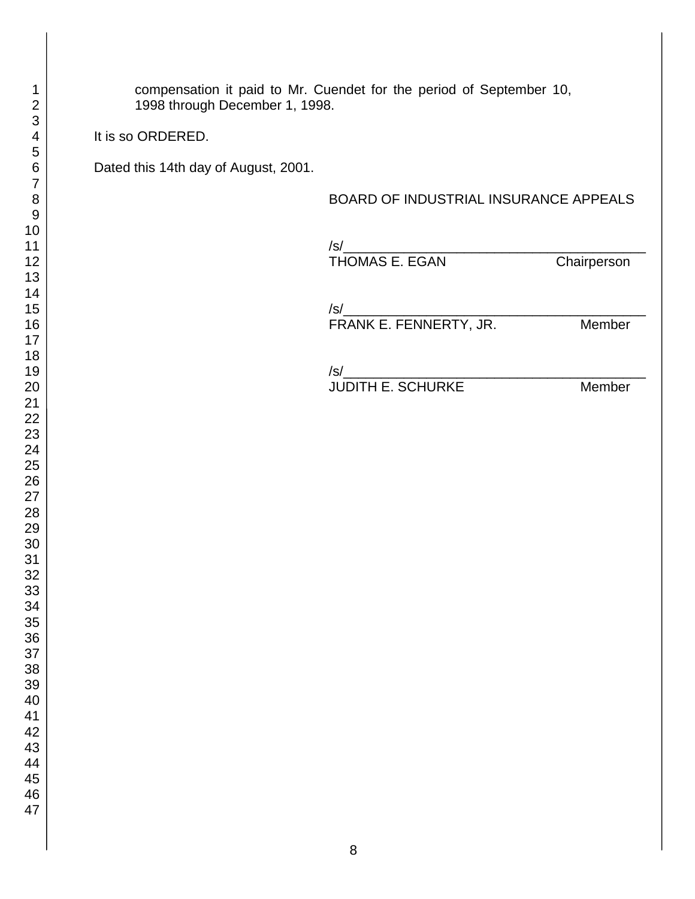compensation it paid to Mr. Cuendet for the period of September 10, 1998 through December 1, 1998.

It is so ORDERED.

Dated this 14th day of August, 2001.

BOARD OF INDUSTRIAL INSURANCE APPEALS

/s/________________________________________
THOMAS E. EGAN Chairperson

/s/________________________________________
FRANK E. FENNERTY, JR. Member

/s/________________________________________
JUDITH E. SCHURKE Member